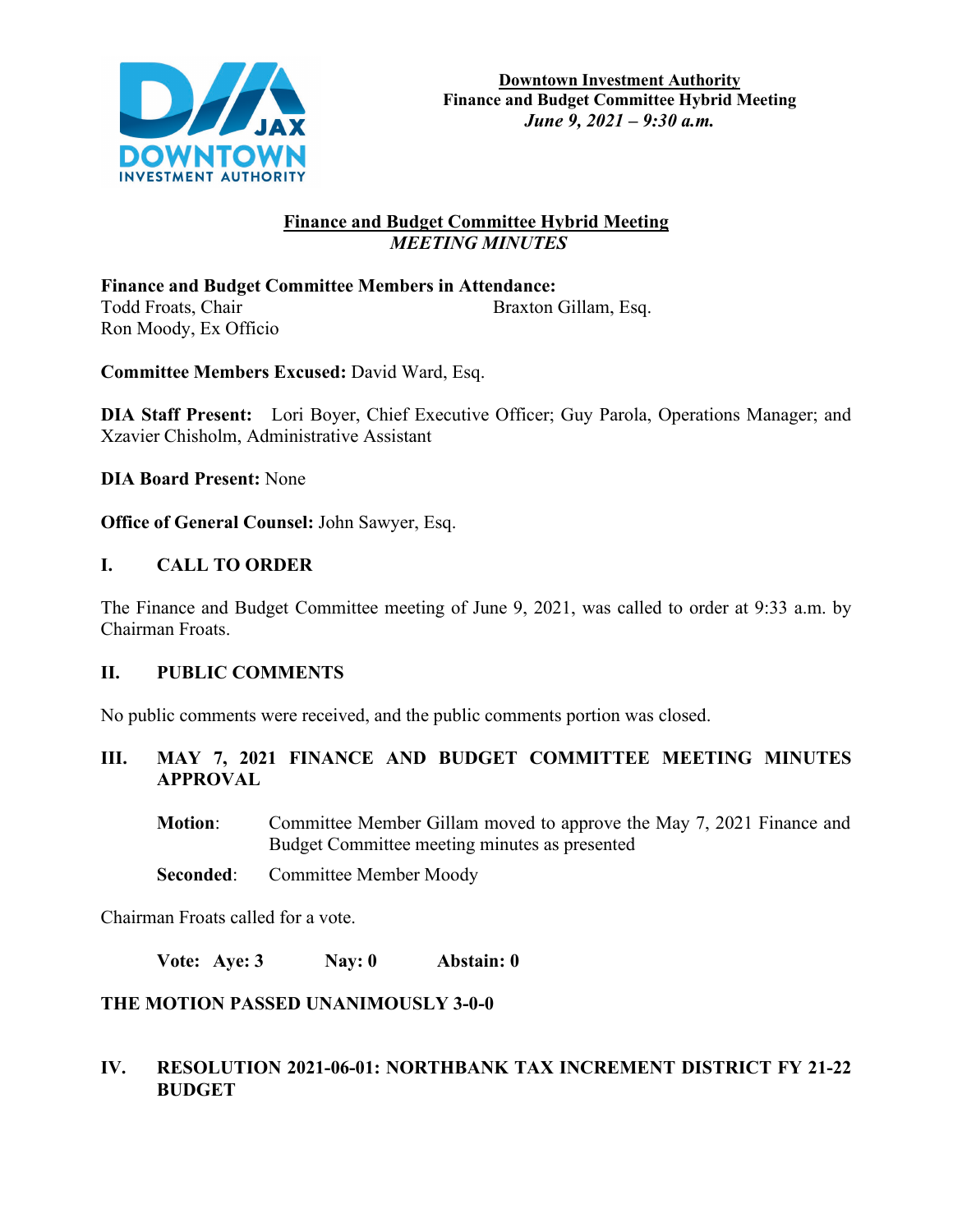**Downtown Investment Authority**
**Finance and Budget Committee Hybrid Meeting**
***June 9, 2021 – 9:30 a.m.***

# Finance and Budget Committee Hybrid Meeting
## *MEETING MINUTES*

**Finance and Budget Committee Members in Attendance:**
Todd Froats, Chair
Braxton Gillam, Esq.
Ron Moody, Ex Officio

**Committee Members Excused:** David Ward, Esq.

**DIA Staff Present:** Lori Boyer, Chief Executive Officer; Guy Parola, Operations Manager; and Xzavier Chisholm, Administrative Assistant

**DIA Board Present:** None

**Office of General Counsel:** John Sawyer, Esq.

## I. CALL TO ORDER

The Finance and Budget Committee meeting of June 9, 2021, was called to order at 9:33 a.m. by Chairman Froats.

## II. PUBLIC COMMENTS

No public comments were received, and the public comments portion was closed.

## III. MAY 7, 2021 FINANCE AND BUDGET COMMITTEE MEETING MINUTES APPROVAL

**Motion**: Committee Member Gillam moved to approve the May 7, 2021 Finance and Budget Committee meeting minutes as presented

**Seconded**: Committee Member Moody

Chairman Froats called for a vote.

**Vote: Aye: 3 Nay: 0 Abstain: 0**

**THE MOTION PASSED UNANIMOUSLY 3-0-0**

## IV. RESOLUTION 2021-06-01: NORTHBANK TAX INCREMENT DISTRICT FY 21-22 BUDGET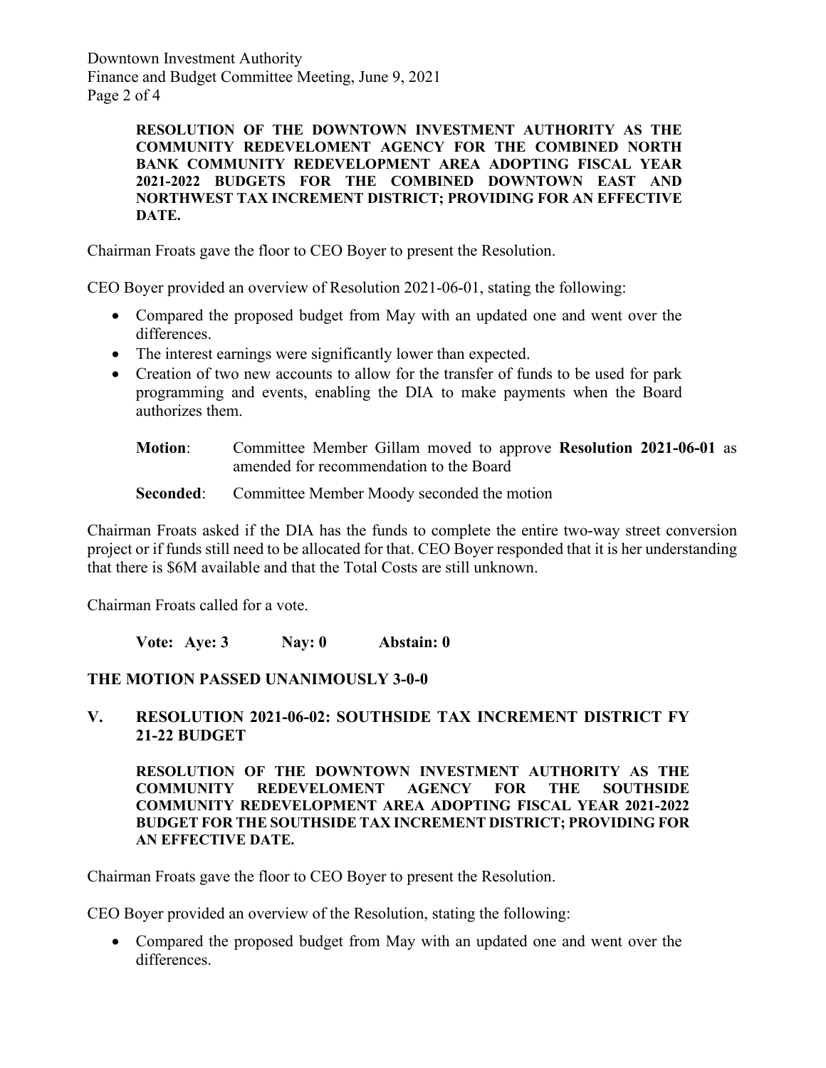**RESOLUTION OF THE DOWNTOWN INVESTMENT AUTHORITY AS THE COMMUNITY REDEVELOMENT AGENCY FOR THE COMBINED NORTH BANK COMMUNITY REDEVELOPMENT AREA ADOPTING FISCAL YEAR 2021-2022 BUDGETS FOR THE COMBINED DOWNTOWN EAST AND NORTHWEST TAX INCREMENT DISTRICT; PROVIDING FOR AN EFFECTIVE DATE.**

Chairman Froats gave the floor to CEO Boyer to present the Resolution.

CEO Boyer provided an overview of Resolution 2021-06-01, stating the following:

- Compared the proposed budget from May with an updated one and went over the differences.
- The interest earnings were significantly lower than expected.
- Creation of two new accounts to allow for the transfer of funds to be used for park programming and events, enabling the DIA to make payments when the Board authorizes them.

**Motion**: Committee Member Gillam moved to approve **Resolution 2021-06-01** as amended for recommendation to the Board

**Seconded**: Committee Member Moody seconded the motion

Chairman Froats asked if the DIA has the funds to complete the entire two-way street conversion project or if funds still need to be allocated for that. CEO Boyer responded that it is her understanding that there is $6M available and that the Total Costs are still unknown.

Chairman Froats called for a vote.

**Vote: Aye: 3 Nay: 0 Abstain: 0**

**THE MOTION PASSED UNANIMOUSLY 3-0-0**

## V. RESOLUTION 2021-06-02: SOUTHSIDE TAX INCREMENT DISTRICT FY 21-22 BUDGET

**RESOLUTION OF THE DOWNTOWN INVESTMENT AUTHORITY AS THE COMMUNITY REDEVELOMENT AGENCY FOR THE SOUTHSIDE COMMUNITY REDEVELOPMENT AREA ADOPTING FISCAL YEAR 2021-2022 BUDGET FOR THE SOUTHSIDE TAX INCREMENT DISTRICT; PROVIDING FOR AN EFFECTIVE DATE.**

Chairman Froats gave the floor to CEO Boyer to present the Resolution.

CEO Boyer provided an overview of the Resolution, stating the following:

- Compared the proposed budget from May with an updated one and went over the differences.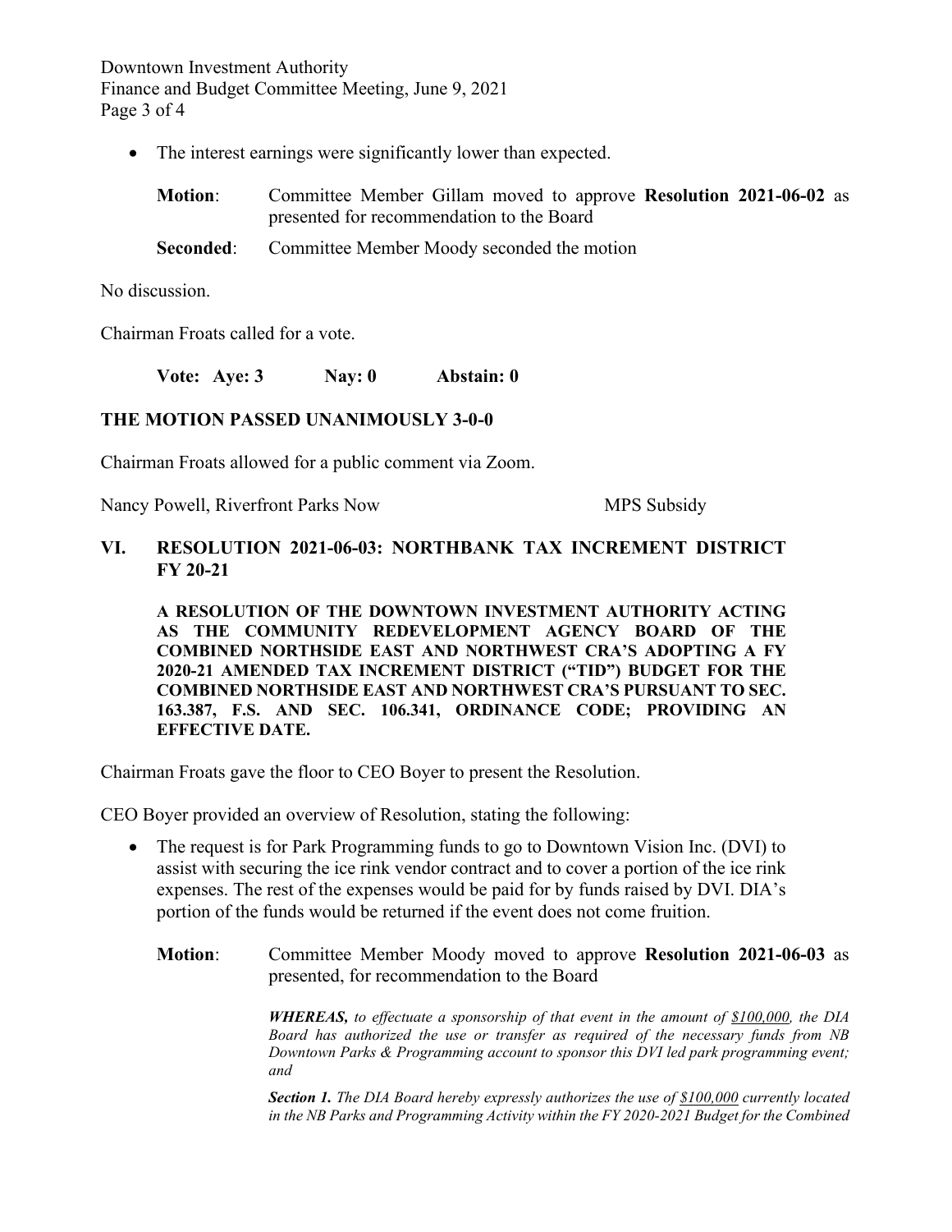- The interest earnings were significantly lower than expected.

**Motion**: Committee Member Gillam moved to approve **Resolution 2021-06-02** as presented for recommendation to the Board

**Seconded**: Committee Member Moody seconded the motion

No discussion.

Chairman Froats called for a vote.

**Vote: Aye: 3 Nay: 0 Abstain: 0**

**THE MOTION PASSED UNANIMOUSLY 3-0-0**

Chairman Froats allowed for a public comment via Zoom.

Nancy Powell, Riverfront Parks Now MPS Subsidy

## VI. RESOLUTION 2021-06-03: NORTHBANK TAX INCREMENT DISTRICT FY 20-21

**A RESOLUTION OF THE DOWNTOWN INVESTMENT AUTHORITY ACTING AS THE COMMUNITY REDEVELOPMENT AGENCY BOARD OF THE COMBINED NORTHSIDE EAST AND NORTHWEST CRA'S ADOPTING A FY 2020-21 AMENDED TAX INCREMENT DISTRICT ("TID") BUDGET FOR THE COMBINED NORTHSIDE EAST AND NORTHWEST CRA'S PURSUANT TO SEC. 163.387, F.S. AND SEC. 106.341, ORDINANCE CODE; PROVIDING AN EFFECTIVE DATE.**

Chairman Froats gave the floor to CEO Boyer to present the Resolution.

CEO Boyer provided an overview of Resolution, stating the following:

- The request is for Park Programming funds to go to Downtown Vision Inc. (DVI) to assist with securing the ice rink vendor contract and to cover a portion of the ice rink expenses. The rest of the expenses would be paid for by funds raised by DVI. DIA's portion of the funds would be returned if the event does not come fruition.

**Motion**: Committee Member Moody moved to approve **Resolution 2021-06-03** as presented, for recommendation to the Board

***WHEREAS,*** *to effectuate a sponsorship of that event in the amount of $100,000, the DIA Board has authorized the use or transfer as required of the necessary funds from NB Downtown Parks & Programming account to sponsor this DVI led park programming event; and*

***Section 1.*** *The DIA Board hereby expressly authorizes the use of $100,000 currently located in the NB Parks and Programming Activity within the FY 2020-2021 Budget for the Combined*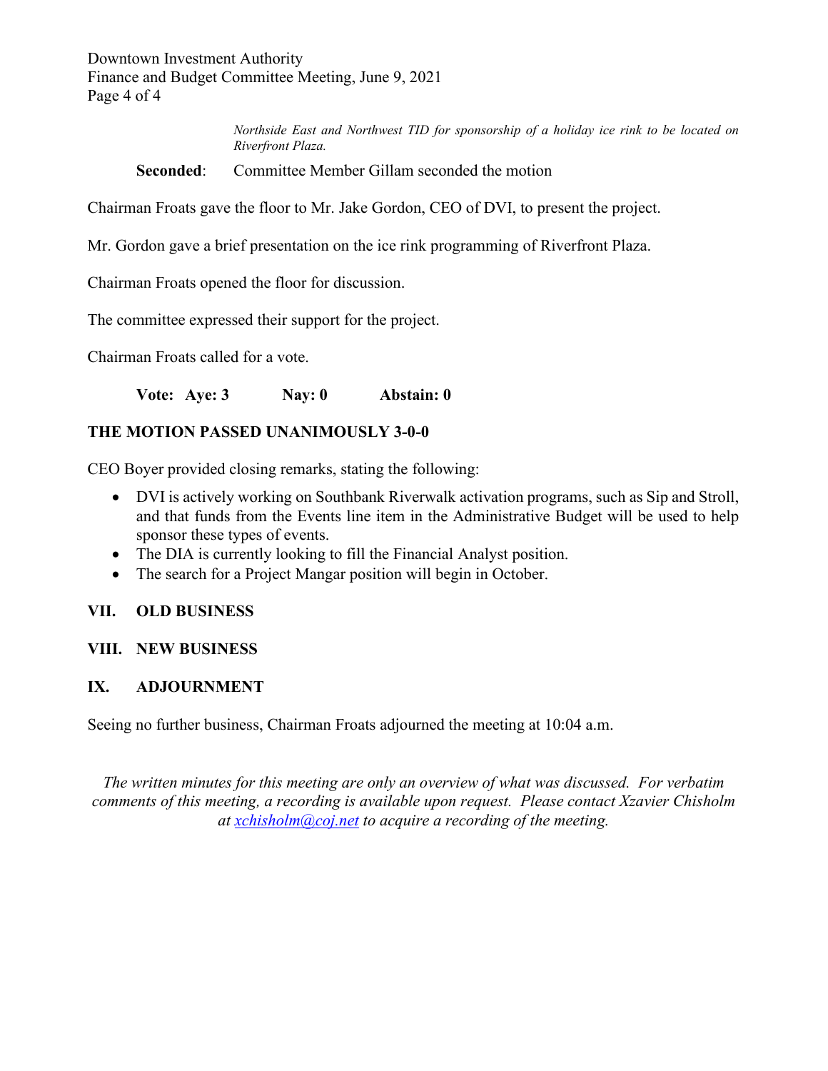*Northside East and Northwest TID for sponsorship of a holiday ice rink to be located on Riverfront Plaza.*

**Seconded**: Committee Member Gillam seconded the motion

Chairman Froats gave the floor to Mr. Jake Gordon, CEO of DVI, to present the project.

Mr. Gordon gave a brief presentation on the ice rink programming of Riverfront Plaza.

Chairman Froats opened the floor for discussion.

The committee expressed their support for the project.

Chairman Froats called for a vote.

**Vote: Aye: 3 Nay: 0 Abstain: 0**

**THE MOTION PASSED UNANIMOUSLY 3-0-0**

CEO Boyer provided closing remarks, stating the following:

- DVI is actively working on Southbank Riverwalk activation programs, such as Sip and Stroll, and that funds from the Events line item in the Administrative Budget will be used to help sponsor these types of events.
- The DIA is currently looking to fill the Financial Analyst position.
- The search for a Project Mangar position will begin in October.

## VII. OLD BUSINESS

## VIII. NEW BUSINESS

## IX. ADJOURNMENT

Seeing no further business, Chairman Froats adjourned the meeting at 10:04 a.m.

*The written minutes for this meeting are only an overview of what was discussed. For verbatim comments of this meeting, a recording is available upon request. Please contact Xzavier Chisholm at xchisholm@coj.net to acquire a recording of the meeting.*